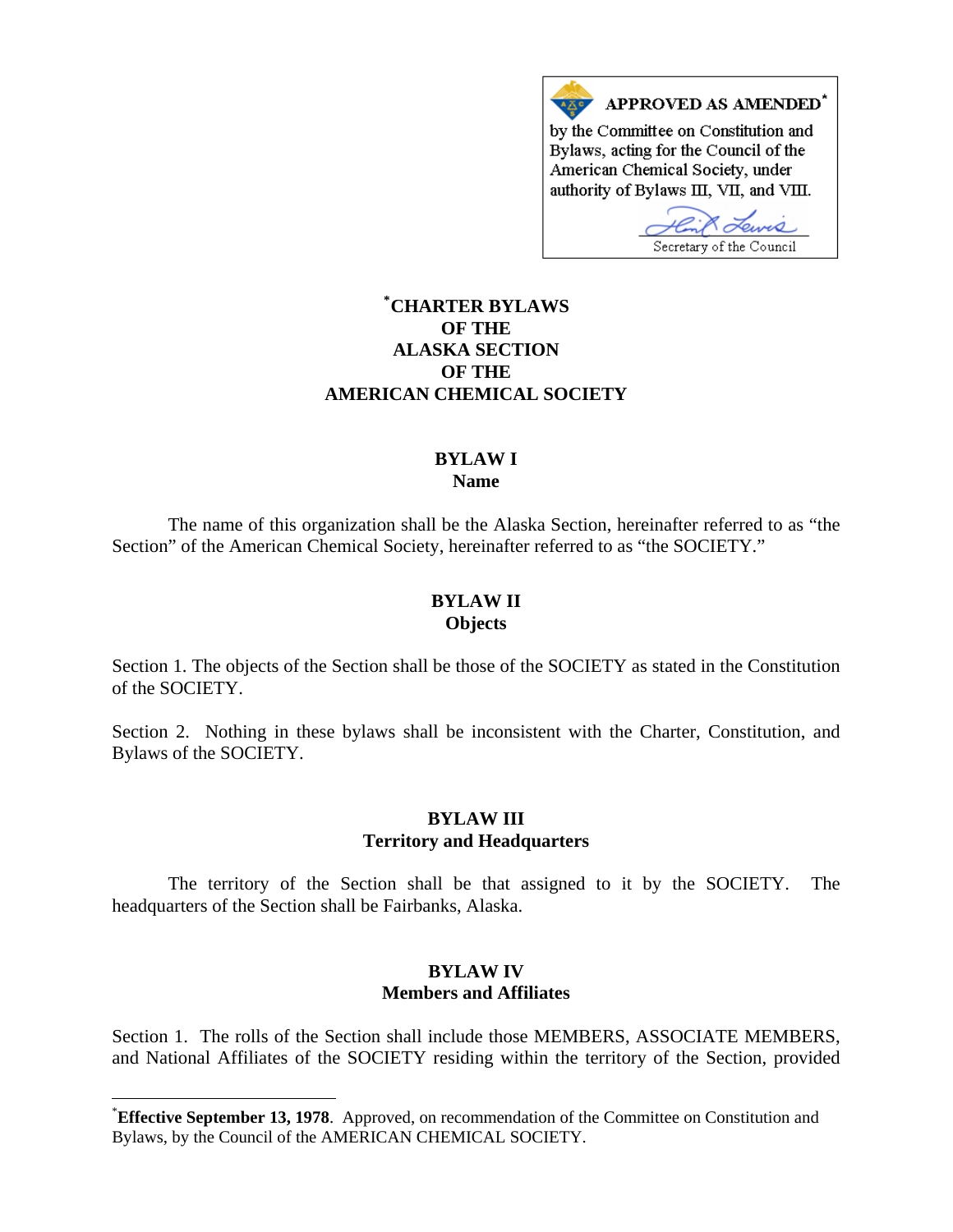APPROVED AS AMENDED*

by the Committee on Constitution and Bylaws, acting for the Council of the American Chemical Society, under authority of Bylaws III, VII, and VIII.

Secretary of the Council

# *CHARTER BYLAWS OF THE ALASKA SECTION OF THE AMERICAN CHEMICAL SOCIETY

## BYLAW I
## Name

The name of this organization shall be the Alaska Section, hereinafter referred to as "the Section" of the American Chemical Society, hereinafter referred to as "the SOCIETY."

## BYLAW II
## Objects

Section 1. The objects of the Section shall be those of the SOCIETY as stated in the Constitution of the SOCIETY.

Section 2. Nothing in these bylaws shall be inconsistent with the Charter, Constitution, and Bylaws of the SOCIETY.

## BYLAW III
## Territory and Headquarters

The territory of the Section shall be that assigned to it by the SOCIETY. The headquarters of the Section shall be Fairbanks, Alaska.

## BYLAW IV
## Members and Affiliates

Section 1. The rolls of the Section shall include those MEMBERS, ASSOCIATE MEMBERS, and National Affiliates of the SOCIETY residing within the territory of the Section, provided

---

***Effective September 13, 1978**. Approved, on recommendation of the Committee on Constitution and Bylaws, by the Council of the AMERICAN CHEMICAL SOCIETY.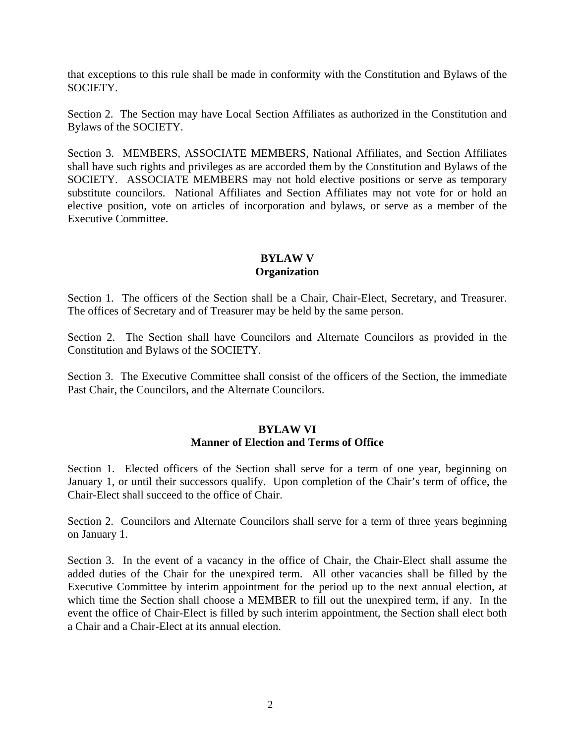that exceptions to this rule shall be made in conformity with the Constitution and Bylaws of the SOCIETY.

Section 2. The Section may have Local Section Affiliates as authorized in the Constitution and Bylaws of the SOCIETY.

Section 3. MEMBERS, ASSOCIATE MEMBERS, National Affiliates, and Section Affiliates shall have such rights and privileges as are accorded them by the Constitution and Bylaws of the SOCIETY. ASSOCIATE MEMBERS may not hold elective positions or serve as temporary substitute councilors. National Affiliates and Section Affiliates may not vote for or hold an elective position, vote on articles of incorporation and bylaws, or serve as a member of the Executive Committee.

## BYLAW V
## Organization

Section 1. The officers of the Section shall be a Chair, Chair-Elect, Secretary, and Treasurer. The offices of Secretary and of Treasurer may be held by the same person.

Section 2. The Section shall have Councilors and Alternate Councilors as provided in the Constitution and Bylaws of the SOCIETY.

Section 3. The Executive Committee shall consist of the officers of the Section, the immediate Past Chair, the Councilors, and the Alternate Councilors.

## BYLAW VI
## Manner of Election and Terms of Office

Section 1. Elected officers of the Section shall serve for a term of one year, beginning on January 1, or until their successors qualify. Upon completion of the Chair's term of office, the Chair-Elect shall succeed to the office of Chair.

Section 2. Councilors and Alternate Councilors shall serve for a term of three years beginning on January 1.

Section 3. In the event of a vacancy in the office of Chair, the Chair-Elect shall assume the added duties of the Chair for the unexpired term. All other vacancies shall be filled by the Executive Committee by interim appointment for the period up to the next annual election, at which time the Section shall choose a MEMBER to fill out the unexpired term, if any. In the event the office of Chair-Elect is filled by such interim appointment, the Section shall elect both a Chair and a Chair-Elect at its annual election.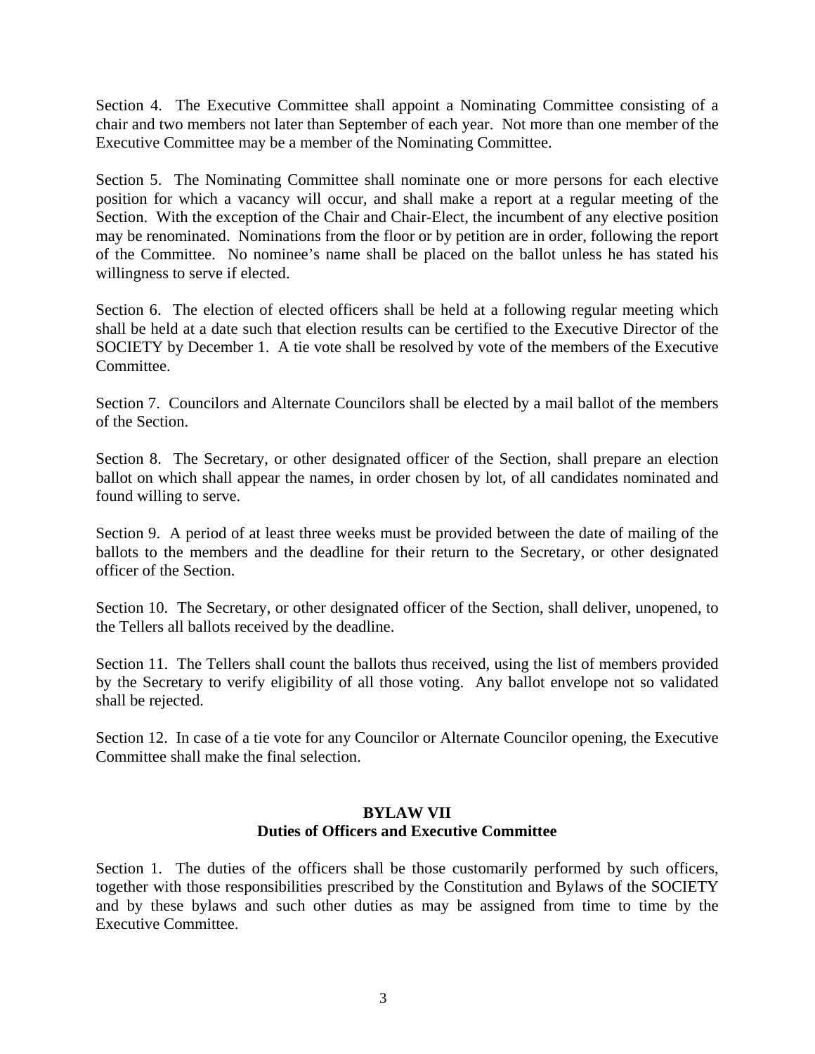Section 4. The Executive Committee shall appoint a Nominating Committee consisting of a chair and two members not later than September of each year. Not more than one member of the Executive Committee may be a member of the Nominating Committee.

Section 5. The Nominating Committee shall nominate one or more persons for each elective position for which a vacancy will occur, and shall make a report at a regular meeting of the Section. With the exception of the Chair and Chair-Elect, the incumbent of any elective position may be renominated. Nominations from the floor or by petition are in order, following the report of the Committee. No nominee's name shall be placed on the ballot unless he has stated his willingness to serve if elected.

Section 6. The election of elected officers shall be held at a following regular meeting which shall be held at a date such that election results can be certified to the Executive Director of the SOCIETY by December 1. A tie vote shall be resolved by vote of the members of the Executive Committee.

Section 7. Councilors and Alternate Councilors shall be elected by a mail ballot of the members of the Section.

Section 8. The Secretary, or other designated officer of the Section, shall prepare an election ballot on which shall appear the names, in order chosen by lot, of all candidates nominated and found willing to serve.

Section 9. A period of at least three weeks must be provided between the date of mailing of the ballots to the members and the deadline for their return to the Secretary, or other designated officer of the Section.

Section 10. The Secretary, or other designated officer of the Section, shall deliver, unopened, to the Tellers all ballots received by the deadline.

Section 11. The Tellers shall count the ballots thus received, using the list of members provided by the Secretary to verify eligibility of all those voting. Any ballot envelope not so validated shall be rejected.

Section 12. In case of a tie vote for any Councilor or Alternate Councilor opening, the Executive Committee shall make the final selection.

## BYLAW VII
## Duties of Officers and Executive Committee

Section 1. The duties of the officers shall be those customarily performed by such officers, together with those responsibilities prescribed by the Constitution and Bylaws of the SOCIETY and by these bylaws and such other duties as may be assigned from time to time by the Executive Committee.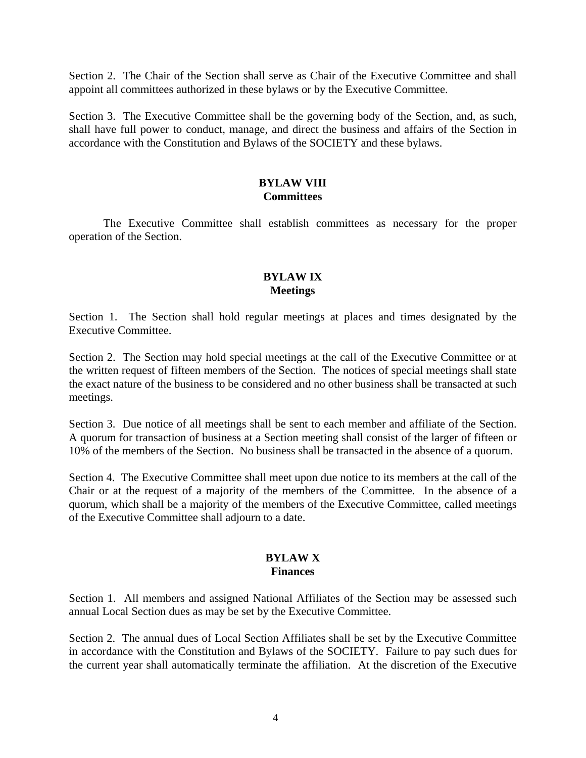Section 2. The Chair of the Section shall serve as Chair of the Executive Committee and shall appoint all committees authorized in these bylaws or by the Executive Committee.

Section 3. The Executive Committee shall be the governing body of the Section, and, as such, shall have full power to conduct, manage, and direct the business and affairs of the Section in accordance with the Constitution and Bylaws of the SOCIETY and these bylaws.

## BYLAW VIII
## Committees

The Executive Committee shall establish committees as necessary for the proper operation of the Section.

## BYLAW IX
## Meetings

Section 1. The Section shall hold regular meetings at places and times designated by the Executive Committee.

Section 2. The Section may hold special meetings at the call of the Executive Committee or at the written request of fifteen members of the Section. The notices of special meetings shall state the exact nature of the business to be considered and no other business shall be transacted at such meetings.

Section 3. Due notice of all meetings shall be sent to each member and affiliate of the Section. A quorum for transaction of business at a Section meeting shall consist of the larger of fifteen or 10% of the members of the Section. No business shall be transacted in the absence of a quorum.

Section 4. The Executive Committee shall meet upon due notice to its members at the call of the Chair or at the request of a majority of the members of the Committee. In the absence of a quorum, which shall be a majority of the members of the Executive Committee, called meetings of the Executive Committee shall adjourn to a date.

## BYLAW X
## Finances

Section 1. All members and assigned National Affiliates of the Section may be assessed such annual Local Section dues as may be set by the Executive Committee.

Section 2. The annual dues of Local Section Affiliates shall be set by the Executive Committee in accordance with the Constitution and Bylaws of the SOCIETY. Failure to pay such dues for the current year shall automatically terminate the affiliation. At the discretion of the Executive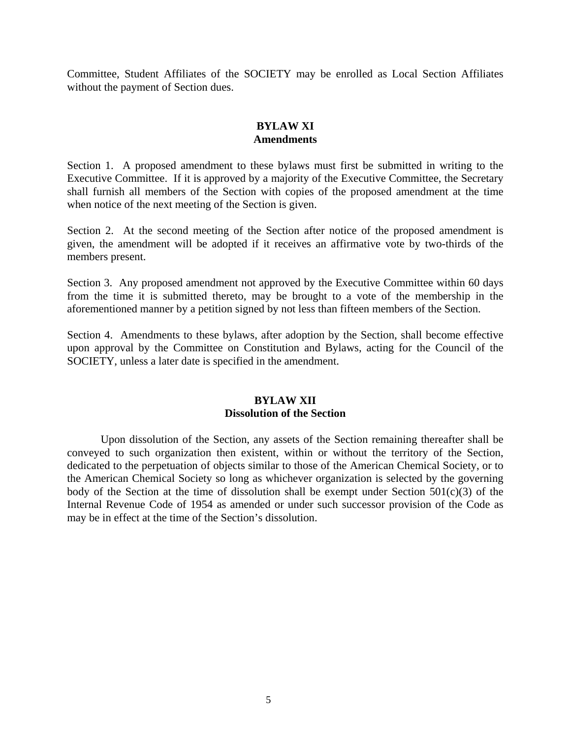Committee, Student Affiliates of the SOCIETY may be enrolled as Local Section Affiliates without the payment of Section dues.

## BYLAW XI
## Amendments

Section 1. A proposed amendment to these bylaws must first be submitted in writing to the Executive Committee. If it is approved by a majority of the Executive Committee, the Secretary shall furnish all members of the Section with copies of the proposed amendment at the time when notice of the next meeting of the Section is given.

Section 2. At the second meeting of the Section after notice of the proposed amendment is given, the amendment will be adopted if it receives an affirmative vote by two-thirds of the members present.

Section 3. Any proposed amendment not approved by the Executive Committee within 60 days from the time it is submitted thereto, may be brought to a vote of the membership in the aforementioned manner by a petition signed by not less than fifteen members of the Section.

Section 4. Amendments to these bylaws, after adoption by the Section, shall become effective upon approval by the Committee on Constitution and Bylaws, acting for the Council of the SOCIETY, unless a later date is specified in the amendment.

## BYLAW XII
## Dissolution of the Section

Upon dissolution of the Section, any assets of the Section remaining thereafter shall be conveyed to such organization then existent, within or without the territory of the Section, dedicated to the perpetuation of objects similar to those of the American Chemical Society, or to the American Chemical Society so long as whichever organization is selected by the governing body of the Section at the time of dissolution shall be exempt under Section 501(c)(3) of the Internal Revenue Code of 1954 as amended or under such successor provision of the Code as may be in effect at the time of the Section's dissolution.